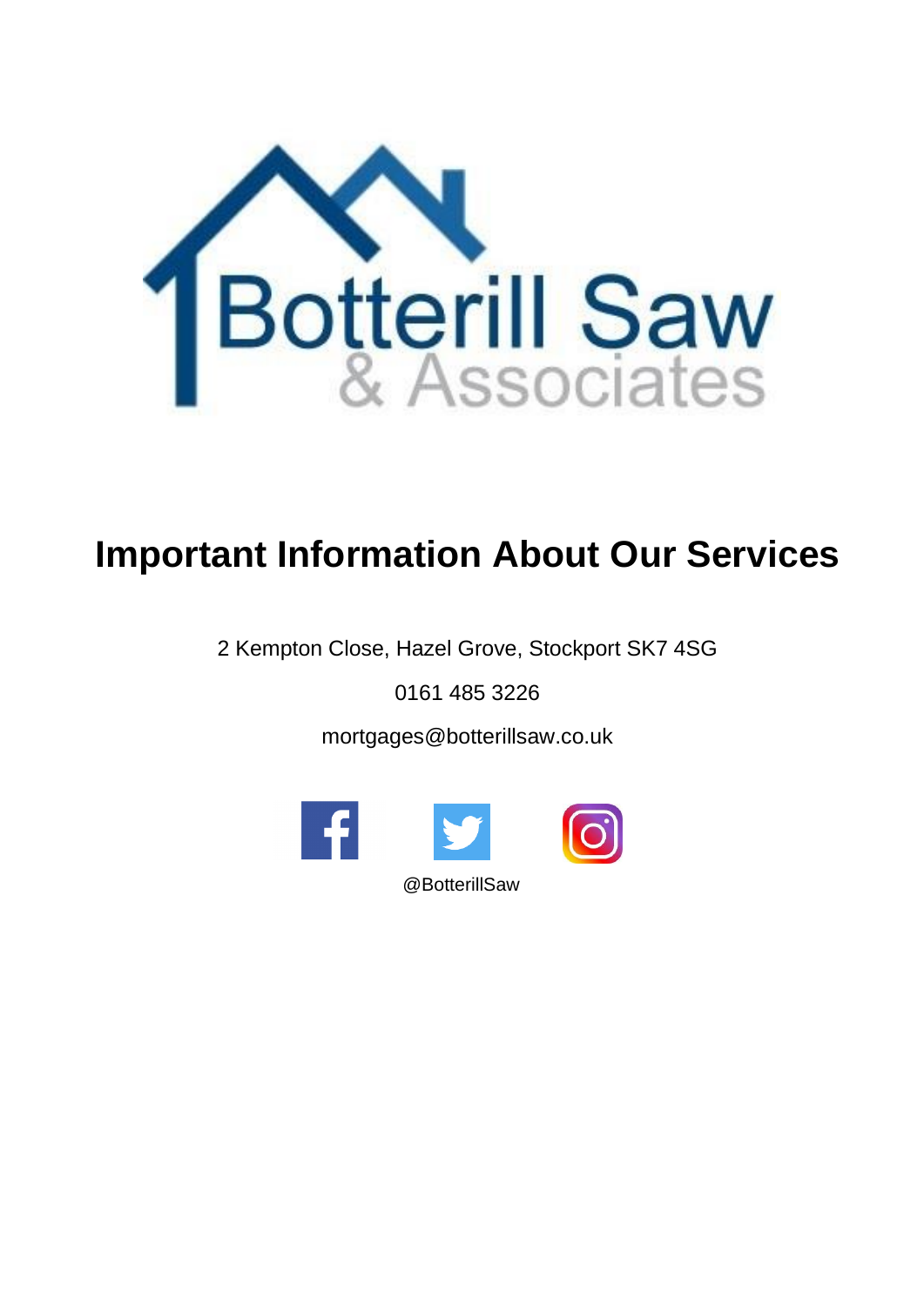Botterill Saw
& Associates

# Important Information About Our Services

2 Kempton Close, Hazel Grove, Stockport SK7 4SG

0161 485 3226

mortgages@botterillsaw.co.uk

@BotterillSaw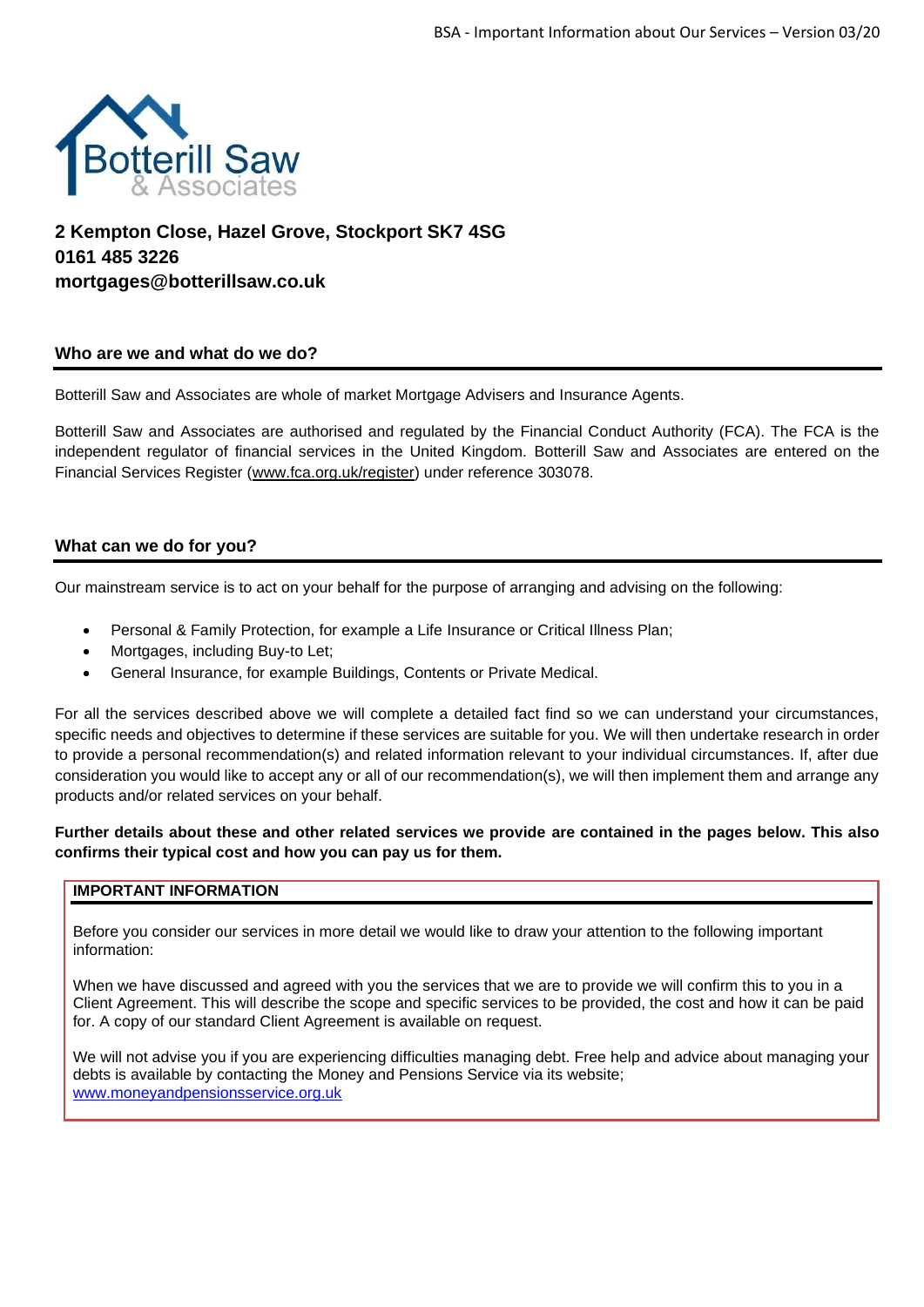**2 Kempton Close, Hazel Grove, Stockport SK7 4SG**
**0161 485 3226**
**mortgages@botterillsaw.co.uk**

## Who are we and what do we do?

Botterill Saw and Associates are whole of market Mortgage Advisers and Insurance Agents.

Botterill Saw and Associates are authorised and regulated by the Financial Conduct Authority (FCA). The FCA is the independent regulator of financial services in the United Kingdom. Botterill Saw and Associates are entered on the Financial Services Register (www.fca.org.uk/register) under reference 303078.

## What can we do for you?

Our mainstream service is to act on your behalf for the purpose of arranging and advising on the following:

- Personal & Family Protection, for example a Life Insurance or Critical Illness Plan;
- Mortgages, including Buy-to Let;
- General Insurance, for example Buildings, Contents or Private Medical.

For all the services described above we will complete a detailed fact find so we can understand your circumstances, specific needs and objectives to determine if these services are suitable for you. We will then undertake research in order to provide a personal recommendation(s) and related information relevant to your individual circumstances. If, after due consideration you would like to accept any or all of our recommendation(s), we will then implement them and arrange any products and/or related services on your behalf.

**Further details about these and other related services we provide are contained in the pages below. This also confirms their typical cost and how you can pay us for them.**

### IMPORTANT INFORMATION

Before you consider our services in more detail we would like to draw your attention to the following important information:

When we have discussed and agreed with you the services that we are to provide we will confirm this to you in a Client Agreement. This will describe the scope and specific services to be provided, the cost and how it can be paid for. A copy of our standard Client Agreement is available on request.

We will not advise you if you are experiencing difficulties managing debt. Free help and advice about managing your debts is available by contacting the Money and Pensions Service via its website; www.moneyandpensionsservice.org.uk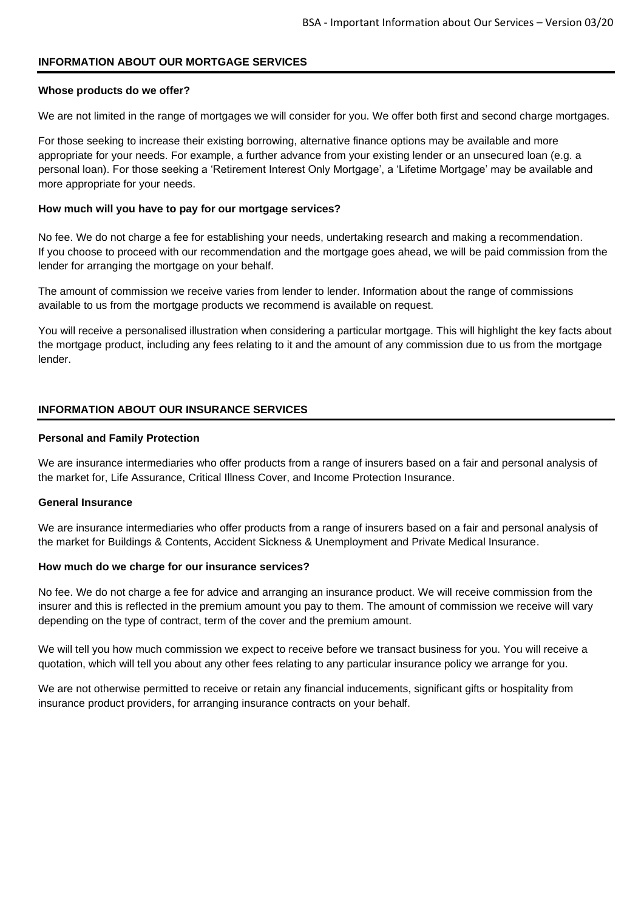## INFORMATION ABOUT OUR MORTGAGE SERVICES

### Whose products do we offer?

We are not limited in the range of mortgages we will consider for you. We offer both first and second charge mortgages.

For those seeking to increase their existing borrowing, alternative finance options may be available and more appropriate for your needs. For example, a further advance from your existing lender or an unsecured loan (e.g. a personal loan). For those seeking a 'Retirement Interest Only Mortgage', a 'Lifetime Mortgage' may be available and more appropriate for your needs.

### How much will you have to pay for our mortgage services?

No fee. We do not charge a fee for establishing your needs, undertaking research and making a recommendation. If you choose to proceed with our recommendation and the mortgage goes ahead, we will be paid commission from the lender for arranging the mortgage on your behalf.

The amount of commission we receive varies from lender to lender. Information about the range of commissions available to us from the mortgage products we recommend is available on request.

You will receive a personalised illustration when considering a particular mortgage. This will highlight the key facts about the mortgage product, including any fees relating to it and the amount of any commission due to us from the mortgage lender.

## INFORMATION ABOUT OUR INSURANCE SERVICES

### Personal and Family Protection

We are insurance intermediaries who offer products from a range of insurers based on a fair and personal analysis of the market for, Life Assurance, Critical Illness Cover, and Income Protection Insurance.

### General Insurance

We are insurance intermediaries who offer products from a range of insurers based on a fair and personal analysis of the market for Buildings & Contents, Accident Sickness & Unemployment and Private Medical Insurance.

### How much do we charge for our insurance services?

No fee. We do not charge a fee for advice and arranging an insurance product. We will receive commission from the insurer and this is reflected in the premium amount you pay to them. The amount of commission we receive will vary depending on the type of contract, term of the cover and the premium amount.

We will tell you how much commission we expect to receive before we transact business for you. You will receive a quotation, which will tell you about any other fees relating to any particular insurance policy we arrange for you.

We are not otherwise permitted to receive or retain any financial inducements, significant gifts or hospitality from insurance product providers, for arranging insurance contracts on your behalf.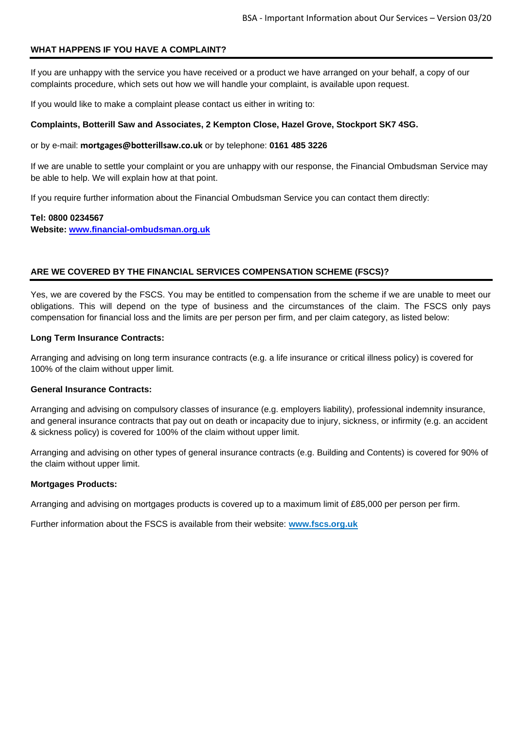## WHAT HAPPENS IF YOU HAVE A COMPLAINT?

If you are unhappy with the service you have received or a product we have arranged on your behalf, a copy of our complaints procedure, which sets out how we will handle your complaint, is available upon request.

If you would like to make a complaint please contact us either in writing to:

**Complaints, Botterill Saw and Associates, 2 Kempton Close, Hazel Grove, Stockport SK7 4SG.**

or by e-mail: **mortgages@botterillsaw.co.uk** or by telephone: **0161 485 3226**

If we are unable to settle your complaint or you are unhappy with our response, the Financial Ombudsman Service may be able to help. We will explain how at that point.

If you require further information about the Financial Ombudsman Service you can contact them directly:

**Tel: 0800 0234567**
**Website: www.financial-ombudsman.org.uk**

## ARE WE COVERED BY THE FINANCIAL SERVICES COMPENSATION SCHEME (FSCS)?

Yes, we are covered by the FSCS. You may be entitled to compensation from the scheme if we are unable to meet our obligations. This will depend on the type of business and the circumstances of the claim. The FSCS only pays compensation for financial loss and the limits are per person per firm, and per claim category, as listed below:

**Long Term Insurance Contracts:**

Arranging and advising on long term insurance contracts (e.g. a life insurance or critical illness policy) is covered for 100% of the claim without upper limit.

**General Insurance Contracts:**

Arranging and advising on compulsory classes of insurance (e.g. employers liability), professional indemnity insurance, and general insurance contracts that pay out on death or incapacity due to injury, sickness, or infirmity (e.g. an accident & sickness policy) is covered for 100% of the claim without upper limit.

Arranging and advising on other types of general insurance contracts (e.g. Building and Contents) is covered for 90% of the claim without upper limit.

**Mortgages Products:**

Arranging and advising on mortgages products is covered up to a maximum limit of £85,000 per person per firm.

Further information about the FSCS is available from their website: **www.fscs.org.uk**